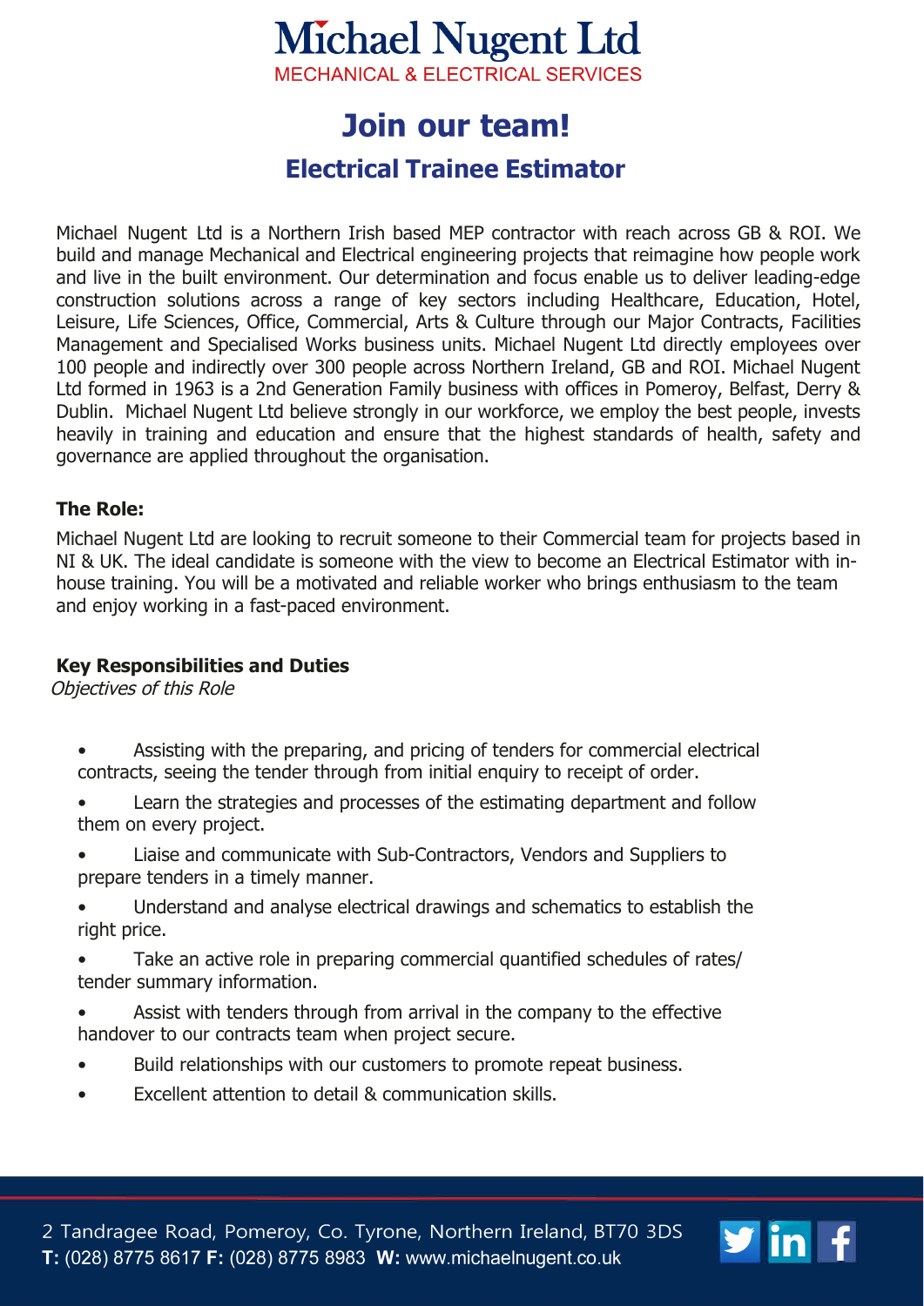# Michael Nugent Ltd

MECHANICAL & ELECTRICAL SERVICES

## Join our team!

### Electrical Trainee Estimator

Michael Nugent Ltd is a Northern Irish based MEP contractor with reach across GB & ROI. We build and manage Mechanical and Electrical engineering projects that reimagine how people work and live in the built environment. Our determination and focus enable us to deliver leading-edge construction solutions across a range of key sectors including Healthcare, Education, Hotel, Leisure, Life Sciences, Office, Commercial, Arts & Culture through our Major Contracts, Facilities Management and Specialised Works business units. Michael Nugent Ltd directly employees over 100 people and indirectly over 300 people across Northern Ireland, GB and ROI. Michael Nugent Ltd formed in 1963 is a 2nd Generation Family business with offices in Pomeroy, Belfast, Derry & Dublin. Michael Nugent Ltd believe strongly in our workforce, we employ the best people, invests heavily in training and education and ensure that the highest standards of health, safety and governance are applied throughout the organisation.

**The Role:**

Michael Nugent Ltd are looking to recruit someone to their Commercial team for projects based in NI & UK. The ideal candidate is someone with the view to become an Electrical Estimator with in-house training. You will be a motivated and reliable worker who brings enthusiasm to the team and enjoy working in a fast-paced environment.

**Key Responsibilities and Duties**

*Objectives of this Role*

- Assisting with the preparing, and pricing of tenders for commercial electrical contracts, seeing the tender through from initial enquiry to receipt of order.
- Learn the strategies and processes of the estimating department and follow them on every project.
- Liaise and communicate with Sub-Contractors, Vendors and Suppliers to prepare tenders in a timely manner.
- Understand and analyse electrical drawings and schematics to establish the right price.
- Take an active role in preparing commercial quantified schedules of rates/ tender summary information.
- Assist with tenders through from arrival in the company to the effective handover to our contracts team when project secure.
- Build relationships with our customers to promote repeat business.
- Excellent attention to detail & communication skills.

2 Tandragee Road, Pomeroy, Co. Tyrone, Northern Ireland, BT70 3DS
**T:** (028) 8775 8617 **F:** (028) 8775 8983 **W:** www.michaelnugent.co.uk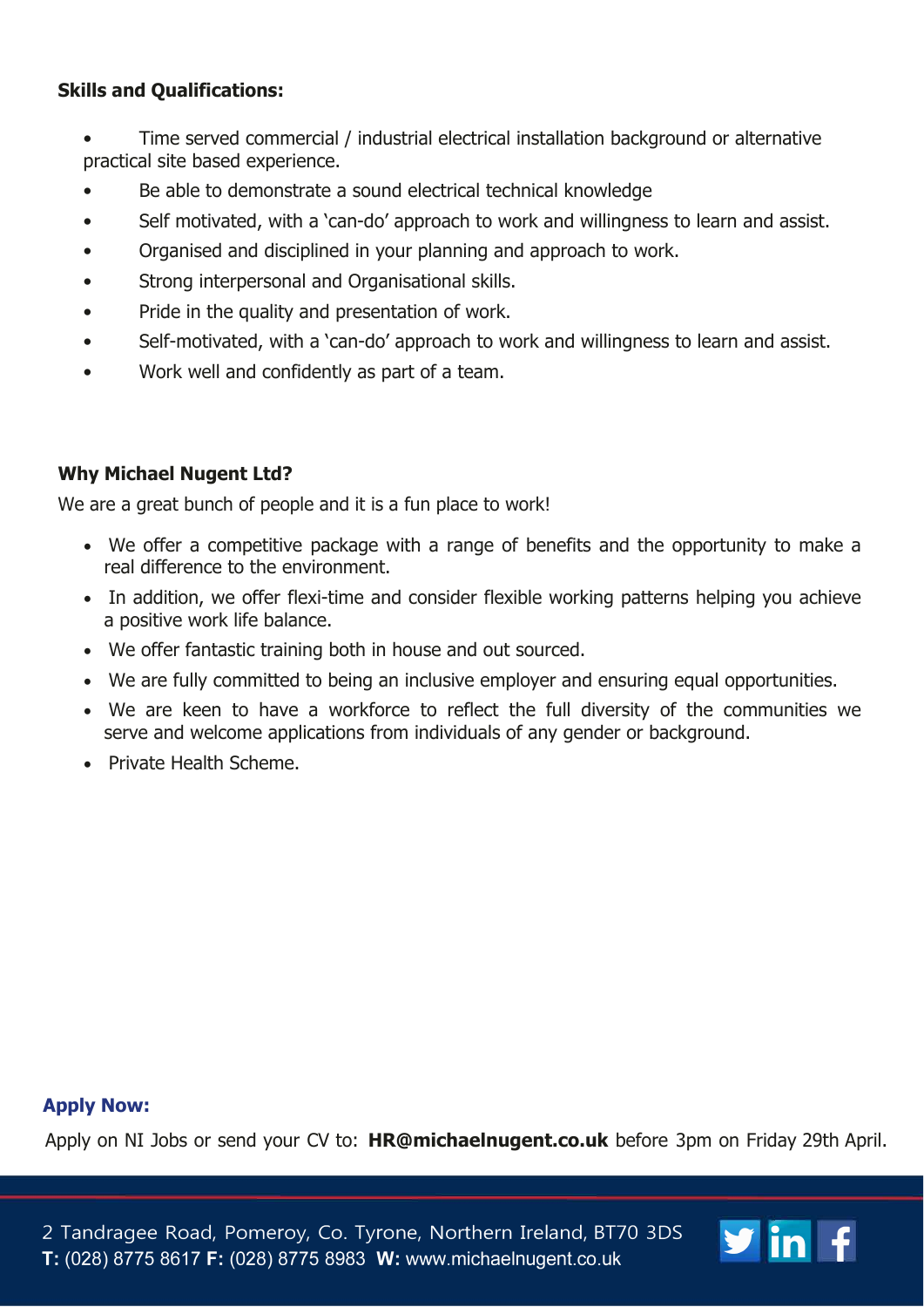**Skills and Qualifications:**

- Time served commercial / industrial electrical installation background or alternative practical site based experience.
- Be able to demonstrate a sound electrical technical knowledge
- Self motivated, with a 'can-do' approach to work and willingness to learn and assist.
- Organised and disciplined in your planning and approach to work.
- Strong interpersonal and Organisational skills.
- Pride in the quality and presentation of work.
- Self-motivated, with a 'can-do' approach to work and willingness to learn and assist.
- Work well and confidently as part of a team.

**Why Michael Nugent Ltd?**

We are a great bunch of people and it is a fun place to work!

- We offer a competitive package with a range of benefits and the opportunity to make a real difference to the environment.
- In addition, we offer flexi-time and consider flexible working patterns helping you achieve a positive work life balance.
- We offer fantastic training both in house and out sourced.
- We are fully committed to being an inclusive employer and ensuring equal opportunities.
- We are keen to have a workforce to reflect the full diversity of the communities we serve and welcome applications from individuals of any gender or background.
- Private Health Scheme.

**Apply Now:**

Apply on NI Jobs or send your CV to: **HR@michaelnugent.co.uk** before 3pm on Friday 29th April.

2 Tandragee Road, Pomeroy, Co. Tyrone, Northern Ireland, BT70 3DS
**T:** (028) 8775 8617 **F:** (028) 8775 8983 **W:** www.michaelnugent.co.uk